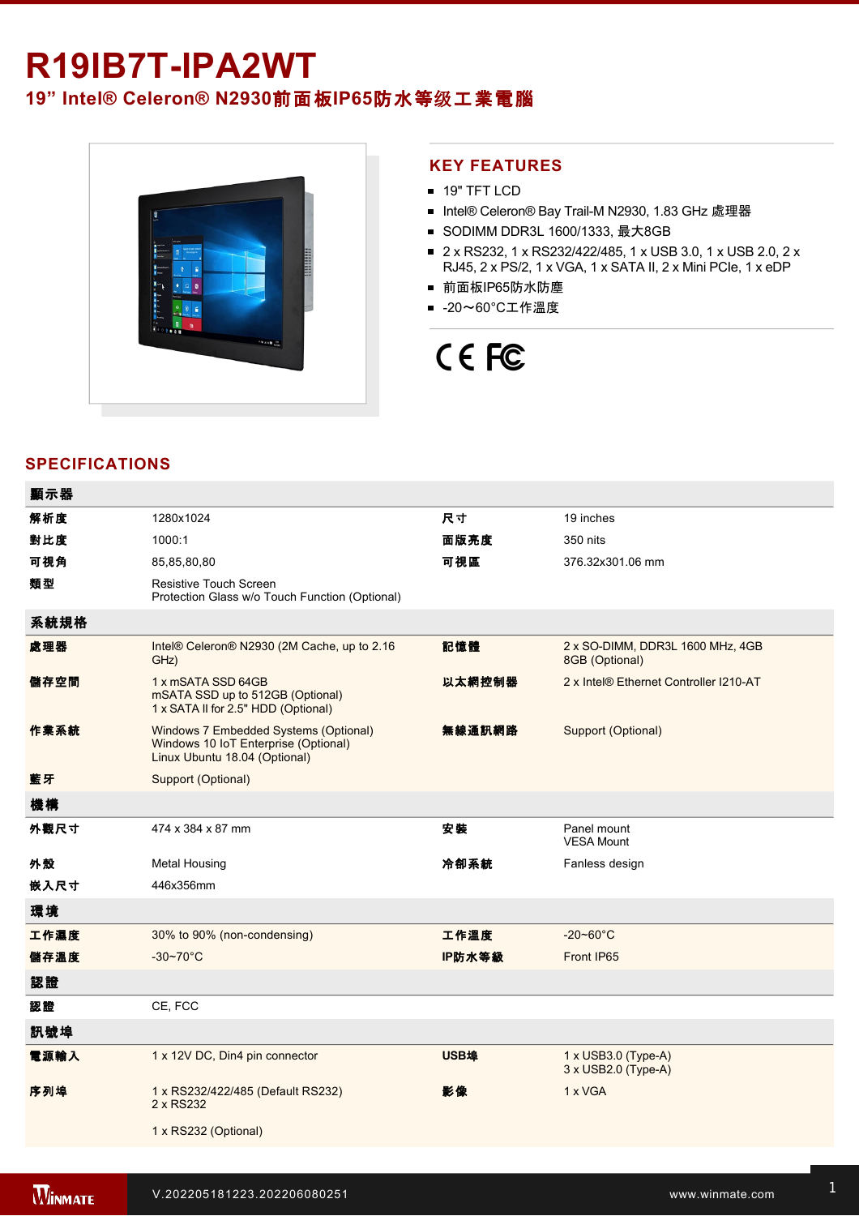# R19IB7T-IPA2WT

## 19” Intel® Celeron® N2930前面板IP65防水等级工業電腦

## KEY FEATURES

- 19" TFT LCD
- Intel® Celeron® Bay Trail-M N2930, 1.83 GHz 處理器
- SODIMM DDR3L 1600/1333, 最大8GB
- 2 x RS232, 1 x RS232/422/485, 1 x USB 3.0, 1 x USB 2.0, 2 x RJ45, 2 x PS/2, 1 x VGA, 1 x SATA II, 2 x Mini PCIe, 1 x eDP
- 前面板IP65防水防塵
- -20～60°C工作溫度

## SPECIFICATIONS

| 顯示器 | | | |
|---|---|---|---|
| 解析度 | 1280x1024 | 尺寸 | 19 inches |
| 對比度 | 1000:1 | 面版亮度 | 350 nits |
| 可視角 | 85,85,80,80 | 可視區 | 376.32x301.06 mm |
| 類型 | Resistive Touch Screen<br>Protection Glass w/o Touch Function (Optional) | | |
| **系統規格** | | | |
| 處理器 | Intel® Celeron® N2930 (2M Cache, up to 2.16 GHz) | 記憶體 | 2 x SO-DIMM, DDR3L 1600 MHz, 4GB<br>8GB (Optional) |
| 儲存空間 | 1 x mSATA SSD 64GB<br>mSATA SSD up to 512GB (Optional)<br>1 x SATA II for 2.5" HDD (Optional) | 以太網控制器 | 2 x Intel® Ethernet Controller I210-AT |
| 作業系統 | Windows 7 Embedded Systems (Optional)<br>Windows 10 IoT Enterprise (Optional)<br>Linux Ubuntu 18.04 (Optional) | 無線通訊網路 | Support (Optional) |
| 藍牙 | Support (Optional) | | |
| **機構** | | | |
| 外觀尺寸 | 474 x 384 x 87 mm | 安裝 | Panel mount<br>VESA Mount |
| 外殼 | Metal Housing | 冷卻系統 | Fanless design |
| 嵌入尺寸 | 446x356mm | | |
| **環境** | | | |
| 工作濕度 | 30% to 90% (non-condensing) | 工作溫度 | -20~60°C |
| 儲存溫度 | -30~70°C | IP防水等級 | Front IP65 |
| **認證** | | | |
| 認證 | CE, FCC | | |
| **訊號埠** | | | |
| 電源輸入 | 1 x 12V DC, Din4 pin connector | USB埠 | 1 x USB3.0 (Type-A)<br>3 x USB2.0 (Type-A) |
| 序列埠 | 1 x RS232/422/485 (Default RS232)<br>2 x RS232<br><br>1 x RS232 (Optional) | 影像 | 1 x VGA |

V.202205181223.202206080251

www.winmate.com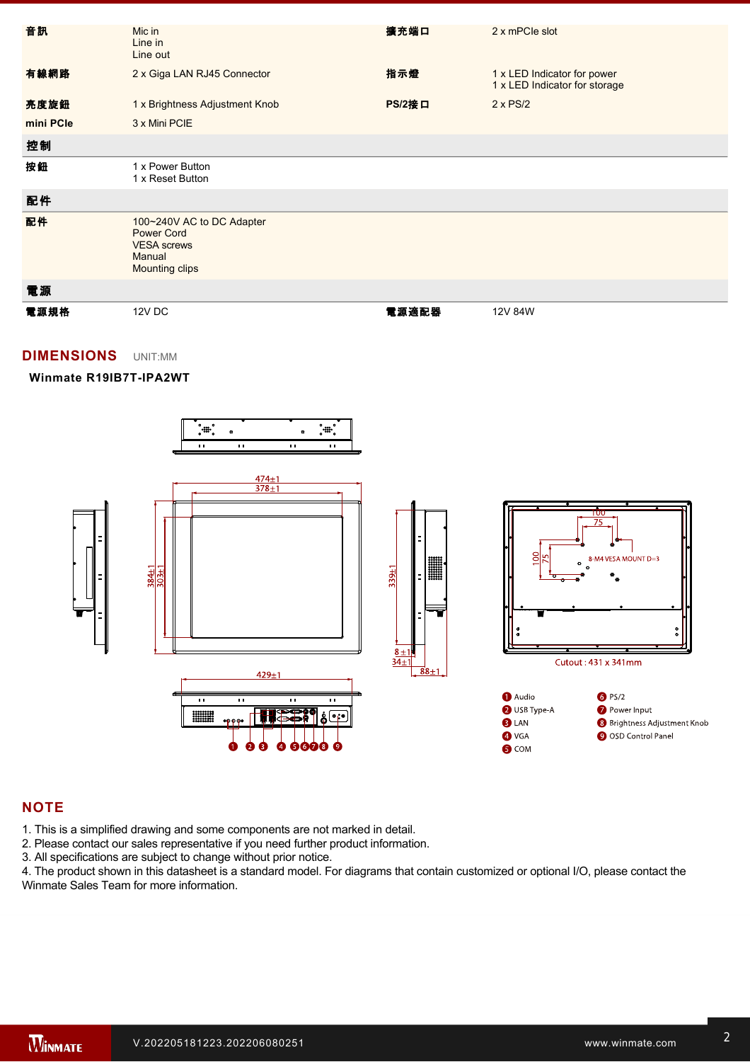| | | | |
|---|---|---|---|
| 音訊 | Mic in<br>Line in<br>Line out | 擴充端口 | 2 x mPCIe slot |
| 有線網路 | 2 x Giga LAN RJ45 Connector | 指示燈 | 1 x LED Indicator for power<br>1 x LED Indicator for storage |
| 亮度旋鈕 | 1 x Brightness Adjustment Knob | PS/2接口 | 2 x PS/2 |
| mini PCIe | 3 x Mini PCIE | | |

## 控制

| | |
|---|---|
| 按鈕 | 1 x Power Button<br>1 x Reset Button |

## 配件

| | |
|---|---|
| 配件 | 100~240V AC to DC Adapter<br>Power Cord<br>VESA screws<br>Manual<br>Mounting clips |

## 電源

| | | | |
|---|---|---|---|
| 電源規格 | 12V DC | 電源適配器 | 12V 84W |

## DIMENSIONS UNIT:MM

**Winmate R19IB7T-IPA2WT**

474±1
378±1
384±1
303±1
339±1
8±1
34±1
88±1
429±1
100
75
100
75
8-M4 VESA MOUNT D=3
Cutout : 431 x 341mm

1. Audio
2. USB Type-A
3. LAN
4. VGA
5. COM
6. PS/2
7. Power Input
8. Brightness Adjustment Knob
9. OSD Control Panel

## NOTE

1. This is a simplified drawing and some components are not marked in detail.
2. Please contact our sales representative if you need further product information.
3. All specifications are subject to change without prior notice.
4. The product shown in this datasheet is a standard model. For diagrams that contain customized or optional I/O, please contact the Winmate Sales Team for more information.